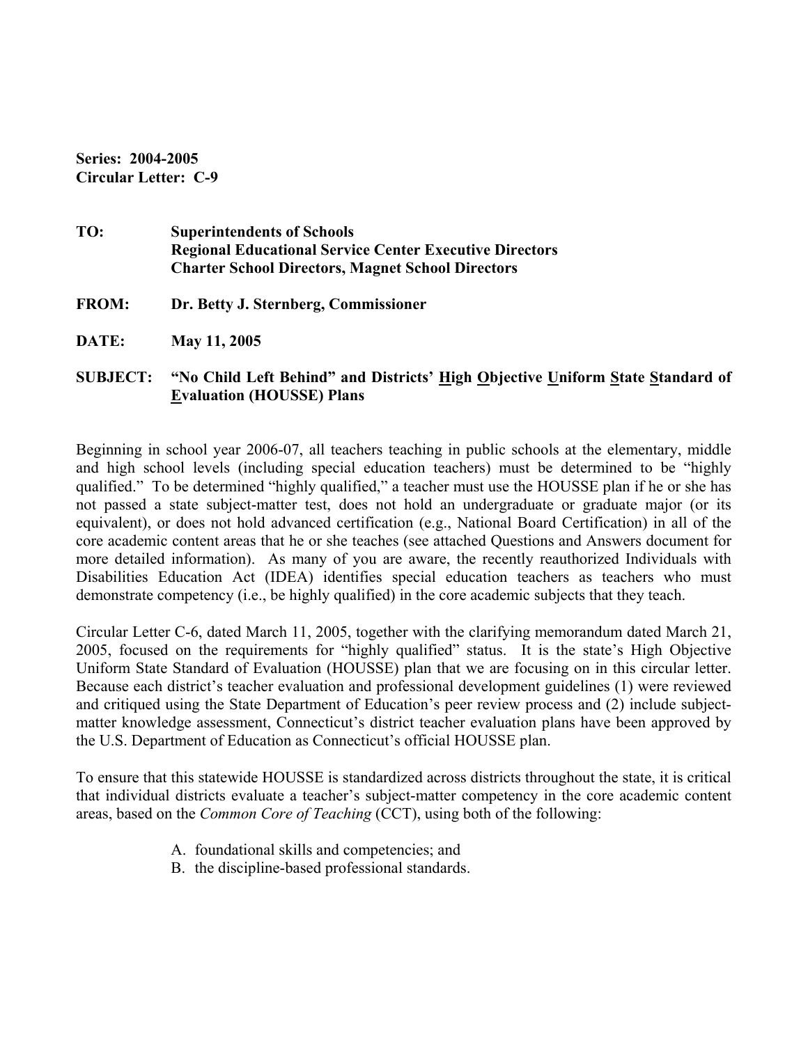**Series: 2004-2005**
**Circular Letter: C-9**

**TO:** **Superintendents of Schools**
**Regional Educational Service Center Executive Directors**
**Charter School Directors, Magnet School Directors**

**FROM:** **Dr. Betty J. Sternberg, Commissioner**

**DATE:** **May 11, 2005**

**SUBJECT:** **"No Child Left Behind" and Districts' High Objective Uniform State Standard of Evaluation (HOUSSE) Plans**

Beginning in school year 2006-07, all teachers teaching in public schools at the elementary, middle and high school levels (including special education teachers) must be determined to be "highly qualified." To be determined "highly qualified," a teacher must use the HOUSSE plan if he or she has not passed a state subject-matter test, does not hold an undergraduate or graduate major (or its equivalent), or does not hold advanced certification (e.g., National Board Certification) in all of the core academic content areas that he or she teaches (see attached Questions and Answers document for more detailed information). As many of you are aware, the recently reauthorized Individuals with Disabilities Education Act (IDEA) identifies special education teachers as teachers who must demonstrate competency (i.e., be highly qualified) in the core academic subjects that they teach.

Circular Letter C-6, dated March 11, 2005, together with the clarifying memorandum dated March 21, 2005, focused on the requirements for "highly qualified" status. It is the state's High Objective Uniform State Standard of Evaluation (HOUSSE) plan that we are focusing on in this circular letter. Because each district's teacher evaluation and professional development guidelines (1) were reviewed and critiqued using the State Department of Education's peer review process and (2) include subject-matter knowledge assessment, Connecticut's district teacher evaluation plans have been approved by the U.S. Department of Education as Connecticut's official HOUSSE plan.

To ensure that this statewide HOUSSE is standardized across districts throughout the state, it is critical that individual districts evaluate a teacher's subject-matter competency in the core academic content areas, based on the *Common Core of Teaching* (CCT), using both of the following:

A. foundational skills and competencies; and
B. the discipline-based professional standards.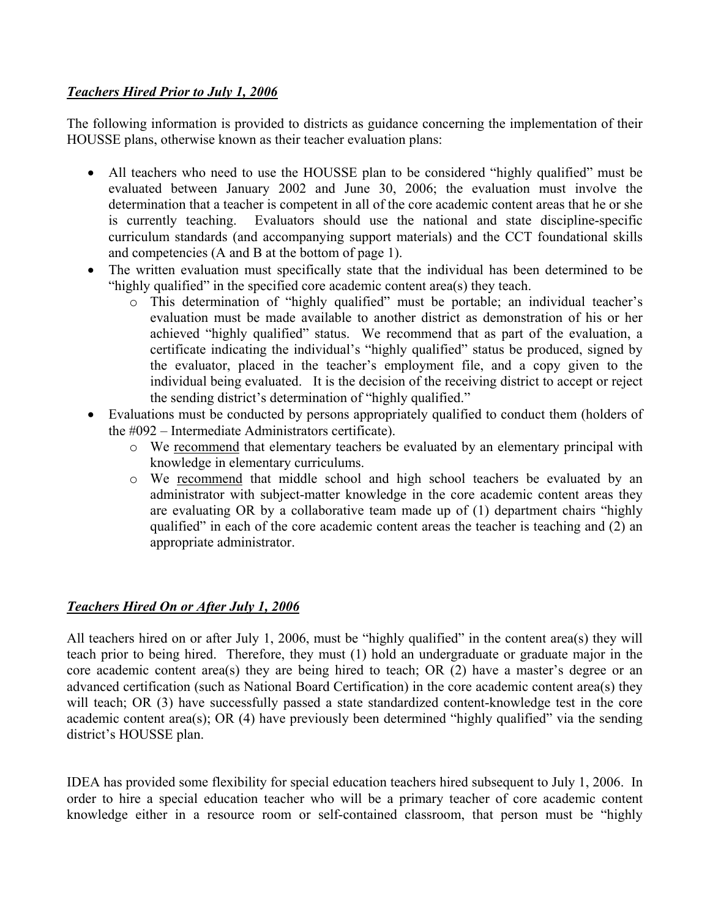***Teachers Hired Prior to July 1, 2006***

The following information is provided to districts as guidance concerning the implementation of their HOUSSE plans, otherwise known as their teacher evaluation plans:

- All teachers who need to use the HOUSSE plan to be considered "highly qualified" must be evaluated between January 2002 and June 30, 2006; the evaluation must involve the determination that a teacher is competent in all of the core academic content areas that he or she is currently teaching. Evaluators should use the national and state discipline-specific curriculum standards (and accompanying support materials) and the CCT foundational skills and competencies (A and B at the bottom of page 1).
- The written evaluation must specifically state that the individual has been determined to be "highly qualified" in the specified core academic content area(s) they teach.
    - This determination of "highly qualified" must be portable; an individual teacher's evaluation must be made available to another district as demonstration of his or her achieved "highly qualified" status. We recommend that as part of the evaluation, a certificate indicating the individual's "highly qualified" status be produced, signed by the evaluator, placed in the teacher's employment file, and a copy given to the individual being evaluated. It is the decision of the receiving district to accept or reject the sending district's determination of "highly qualified."
- Evaluations must be conducted by persons appropriately qualified to conduct them (holders of the #092 – Intermediate Administrators certificate).
    - We <u>recommend</u> that elementary teachers be evaluated by an elementary principal with knowledge in elementary curriculums.
    - We <u>recommend</u> that middle school and high school teachers be evaluated by an administrator with subject-matter knowledge in the core academic content areas they are evaluating OR by a collaborative team made up of (1) department chairs "highly qualified" in each of the core academic content areas the teacher is teaching and (2) an appropriate administrator.

***Teachers Hired On or After July 1, 2006***

All teachers hired on or after July 1, 2006, must be "highly qualified" in the content area(s) they will teach prior to being hired. Therefore, they must (1) hold an undergraduate or graduate major in the core academic content area(s) they are being hired to teach; OR (2) have a master's degree or an advanced certification (such as National Board Certification) in the core academic content area(s) they will teach; OR (3) have successfully passed a state standardized content-knowledge test in the core academic content area(s); OR (4) have previously been determined "highly qualified" via the sending district's HOUSSE plan.

IDEA has provided some flexibility for special education teachers hired subsequent to July 1, 2006. In order to hire a special education teacher who will be a primary teacher of core academic content knowledge either in a resource room or self-contained classroom, that person must be "highly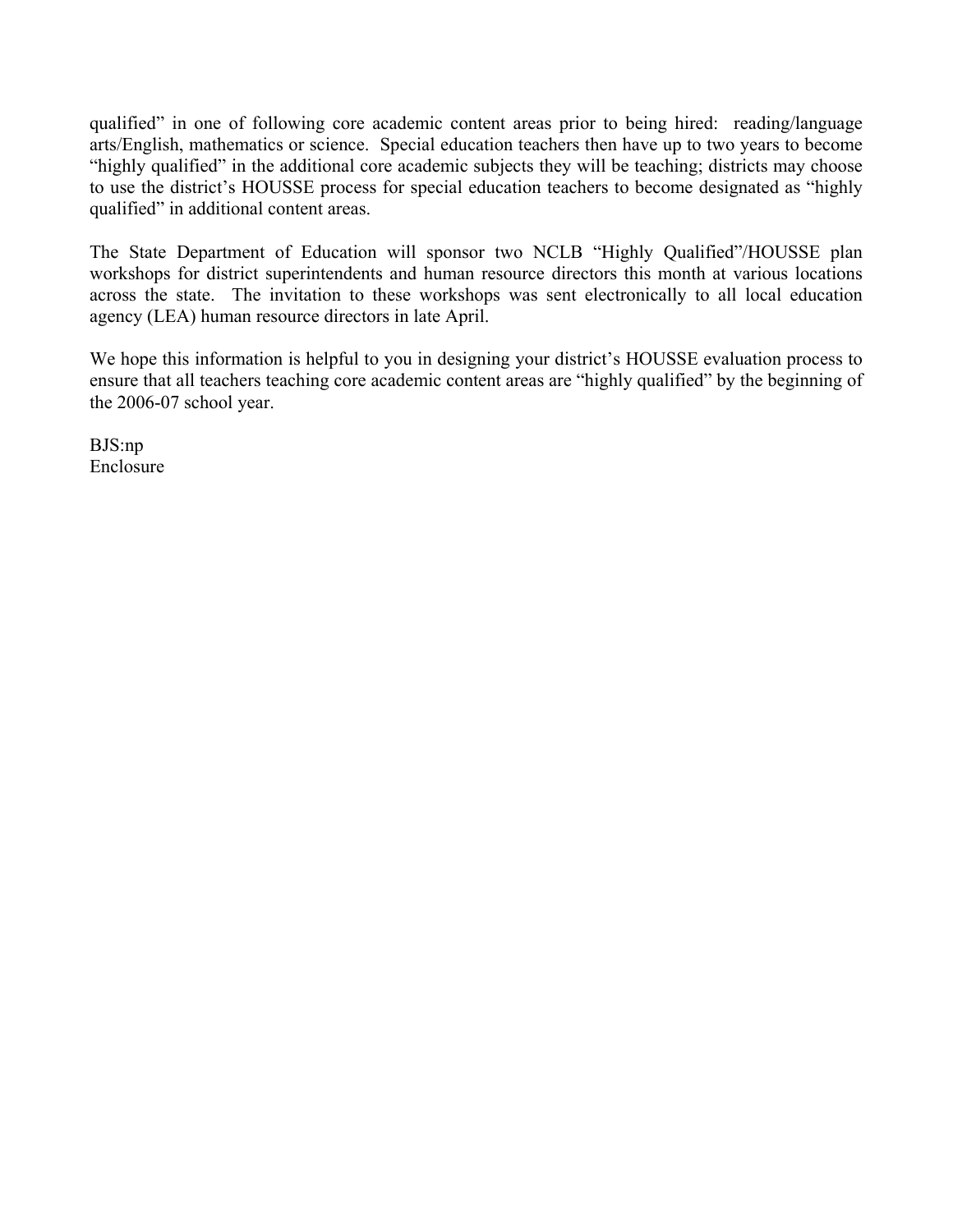qualified" in one of following core academic content areas prior to being hired: reading/language arts/English, mathematics or science. Special education teachers then have up to two years to become "highly qualified" in the additional core academic subjects they will be teaching; districts may choose to use the district's HOUSSE process for special education teachers to become designated as "highly qualified" in additional content areas.

The State Department of Education will sponsor two NCLB "Highly Qualified"/HOUSSE plan workshops for district superintendents and human resource directors this month at various locations across the state. The invitation to these workshops was sent electronically to all local education agency (LEA) human resource directors in late April.

We hope this information is helpful to you in designing your district's HOUSSE evaluation process to ensure that all teachers teaching core academic content areas are "highly qualified" by the beginning of the 2006-07 school year.

BJS:np
Enclosure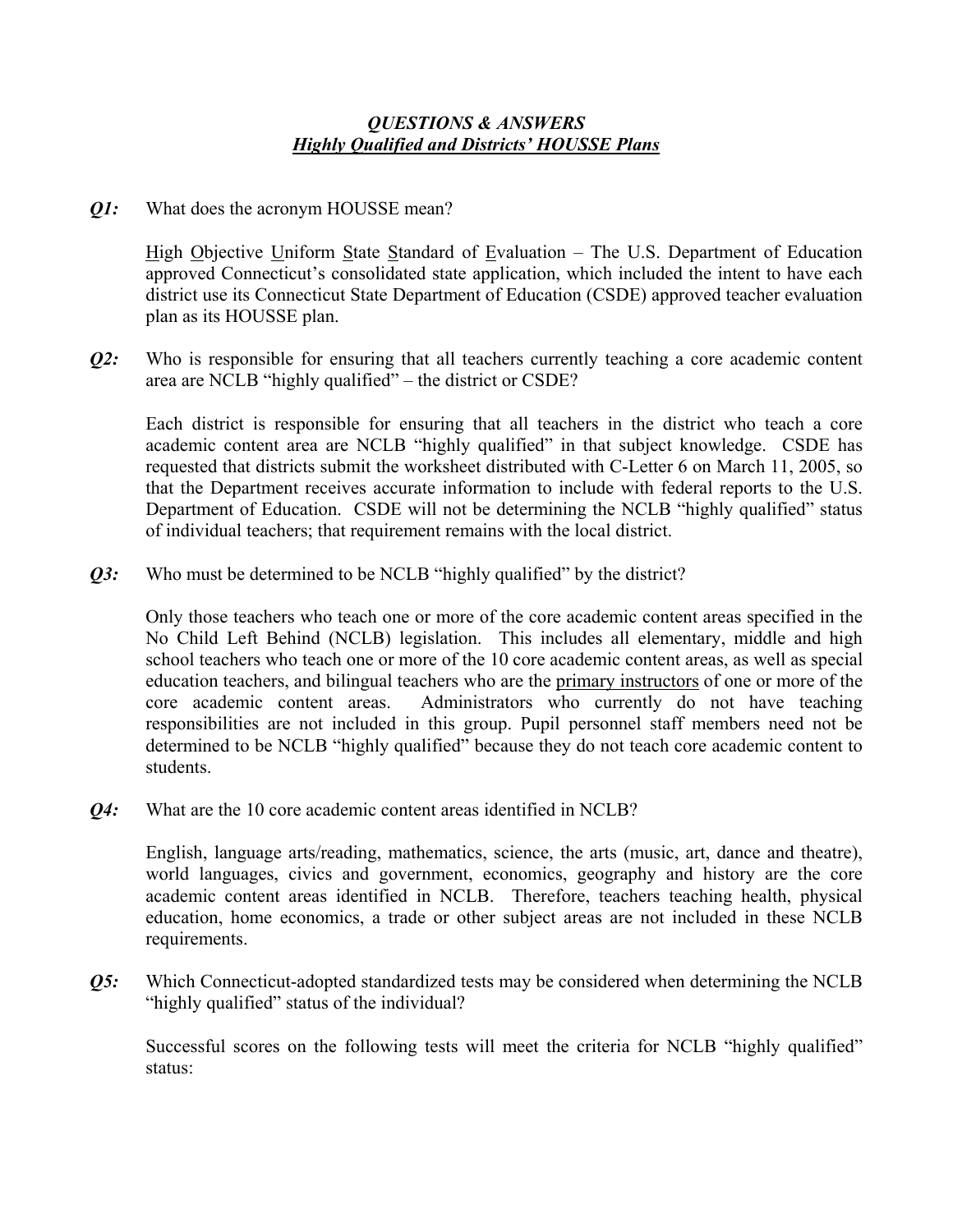### ***QUESTIONS & ANSWERS***
### ***<u>Highly Qualified and Districts' HOUSSE Plans</u>***

***Q1:*** What does the acronym HOUSSE mean?

<u>H</u>igh <u>O</u>bjective <u>U</u>niform <u>S</u>tate <u>S</u>tandard of <u>E</u>valuation – The U.S. Department of Education approved Connecticut's consolidated state application, which included the intent to have each district use its Connecticut State Department of Education (CSDE) approved teacher evaluation plan as its HOUSSE plan.

***Q2:*** Who is responsible for ensuring that all teachers currently teaching a core academic content area are NCLB "highly qualified" – the district or CSDE?

Each district is responsible for ensuring that all teachers in the district who teach a core academic content area are NCLB "highly qualified" in that subject knowledge. CSDE has requested that districts submit the worksheet distributed with C-Letter 6 on March 11, 2005, so that the Department receives accurate information to include with federal reports to the U.S. Department of Education. CSDE will not be determining the NCLB "highly qualified" status of individual teachers; that requirement remains with the local district.

***Q3:*** Who must be determined to be NCLB "highly qualified" by the district?

Only those teachers who teach one or more of the core academic content areas specified in the No Child Left Behind (NCLB) legislation. This includes all elementary, middle and high school teachers who teach one or more of the 10 core academic content areas, as well as special education teachers, and bilingual teachers who are the <u>primary instructors</u> of one or more of the core academic content areas. Administrators who currently do not have teaching responsibilities are not included in this group. Pupil personnel staff members need not be determined to be NCLB "highly qualified" because they do not teach core academic content to students.

***Q4:*** What are the 10 core academic content areas identified in NCLB?

English, language arts/reading, mathematics, science, the arts (music, art, dance and theatre), world languages, civics and government, economics, geography and history are the core academic content areas identified in NCLB. Therefore, teachers teaching health, physical education, home economics, a trade or other subject areas are not included in these NCLB requirements.

***Q5:*** Which Connecticut-adopted standardized tests may be considered when determining the NCLB "highly qualified" status of the individual?

Successful scores on the following tests will meet the criteria for NCLB "highly qualified" status: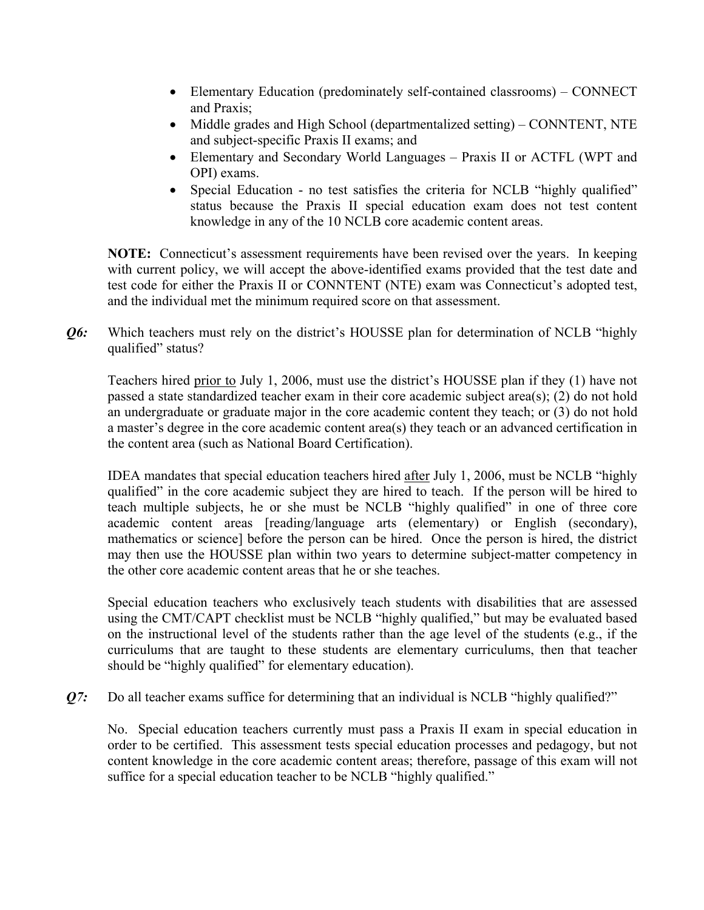- Elementary Education (predominately self-contained classrooms) – CONNECT and Praxis;
- Middle grades and High School (departmentalized setting) – CONNTENT, NTE and subject-specific Praxis II exams; and
- Elementary and Secondary World Languages – Praxis II or ACTFL (WPT and OPI) exams.
- Special Education - no test satisfies the criteria for NCLB "highly qualified" status because the Praxis II special education exam does not test content knowledge in any of the 10 NCLB core academic content areas.

**NOTE:** Connecticut's assessment requirements have been revised over the years. In keeping with current policy, we will accept the above-identified exams provided that the test date and test code for either the Praxis II or CONNTENT (NTE) exam was Connecticut's adopted test, and the individual met the minimum required score on that assessment.

***Q6:*** Which teachers must rely on the district's HOUSSE plan for determination of NCLB "highly qualified" status?

Teachers hired prior to July 1, 2006, must use the district's HOUSSE plan if they (1) have not passed a state standardized teacher exam in their core academic subject area(s); (2) do not hold an undergraduate or graduate major in the core academic content they teach; or (3) do not hold a master's degree in the core academic content area(s) they teach or an advanced certification in the content area (such as National Board Certification).

IDEA mandates that special education teachers hired after July 1, 2006, must be NCLB "highly qualified" in the core academic subject they are hired to teach. If the person will be hired to teach multiple subjects, he or she must be NCLB "highly qualified" in one of three core academic content areas [reading/language arts (elementary) or English (secondary), mathematics or science] before the person can be hired. Once the person is hired, the district may then use the HOUSSE plan within two years to determine subject-matter competency in the other core academic content areas that he or she teaches.

Special education teachers who exclusively teach students with disabilities that are assessed using the CMT/CAPT checklist must be NCLB "highly qualified," but may be evaluated based on the instructional level of the students rather than the age level of the students (e.g., if the curriculums that are taught to these students are elementary curriculums, then that teacher should be "highly qualified" for elementary education).

***Q7:*** Do all teacher exams suffice for determining that an individual is NCLB "highly qualified?"

No. Special education teachers currently must pass a Praxis II exam in special education in order to be certified. This assessment tests special education processes and pedagogy, but not content knowledge in the core academic content areas; therefore, passage of this exam will not suffice for a special education teacher to be NCLB "highly qualified."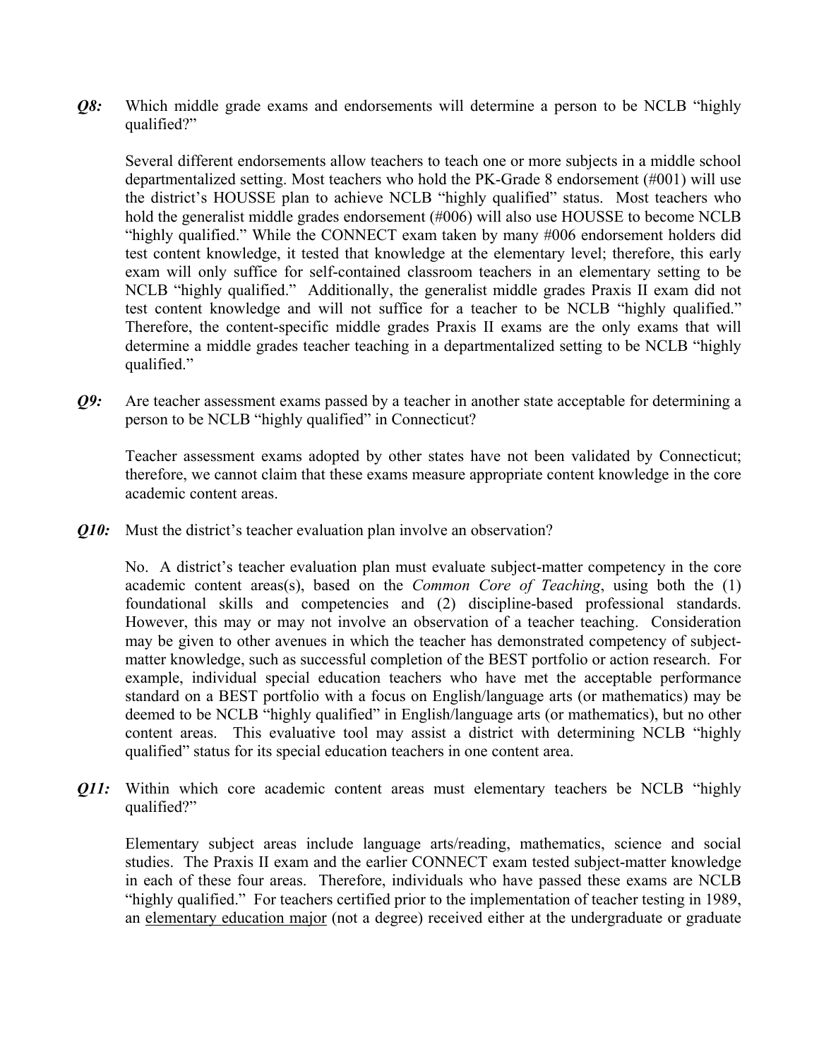***Q8:*** Which middle grade exams and endorsements will determine a person to be NCLB "highly qualified?"

Several different endorsements allow teachers to teach one or more subjects in a middle school departmentalized setting. Most teachers who hold the PK-Grade 8 endorsement (#001) will use the district's HOUSSE plan to achieve NCLB "highly qualified" status. Most teachers who hold the generalist middle grades endorsement (#006) will also use HOUSSE to become NCLB "highly qualified." While the CONNECT exam taken by many #006 endorsement holders did test content knowledge, it tested that knowledge at the elementary level; therefore, this early exam will only suffice for self-contained classroom teachers in an elementary setting to be NCLB "highly qualified." Additionally, the generalist middle grades Praxis II exam did not test content knowledge and will not suffice for a teacher to be NCLB "highly qualified." Therefore, the content-specific middle grades Praxis II exams are the only exams that will determine a middle grades teacher teaching in a departmentalized setting to be NCLB "highly qualified."

***Q9:*** Are teacher assessment exams passed by a teacher in another state acceptable for determining a person to be NCLB "highly qualified" in Connecticut?

Teacher assessment exams adopted by other states have not been validated by Connecticut; therefore, we cannot claim that these exams measure appropriate content knowledge in the core academic content areas.

***Q10:*** Must the district's teacher evaluation plan involve an observation?

No. A district's teacher evaluation plan must evaluate subject-matter competency in the core academic content areas(s), based on the *Common Core of Teaching*, using both the (1) foundational skills and competencies and (2) discipline-based professional standards. However, this may or may not involve an observation of a teacher teaching. Consideration may be given to other avenues in which the teacher has demonstrated competency of subject-matter knowledge, such as successful completion of the BEST portfolio or action research. For example, individual special education teachers who have met the acceptable performance standard on a BEST portfolio with a focus on English/language arts (or mathematics) may be deemed to be NCLB "highly qualified" in English/language arts (or mathematics), but no other content areas. This evaluative tool may assist a district with determining NCLB "highly qualified" status for its special education teachers in one content area.

***Q11:*** Within which core academic content areas must elementary teachers be NCLB "highly qualified?"

Elementary subject areas include language arts/reading, mathematics, science and social studies. The Praxis II exam and the earlier CONNECT exam tested subject-matter knowledge in each of these four areas. Therefore, individuals who have passed these exams are NCLB "highly qualified." For teachers certified prior to the implementation of teacher testing in 1989, an elementary education major (not a degree) received either at the undergraduate or graduate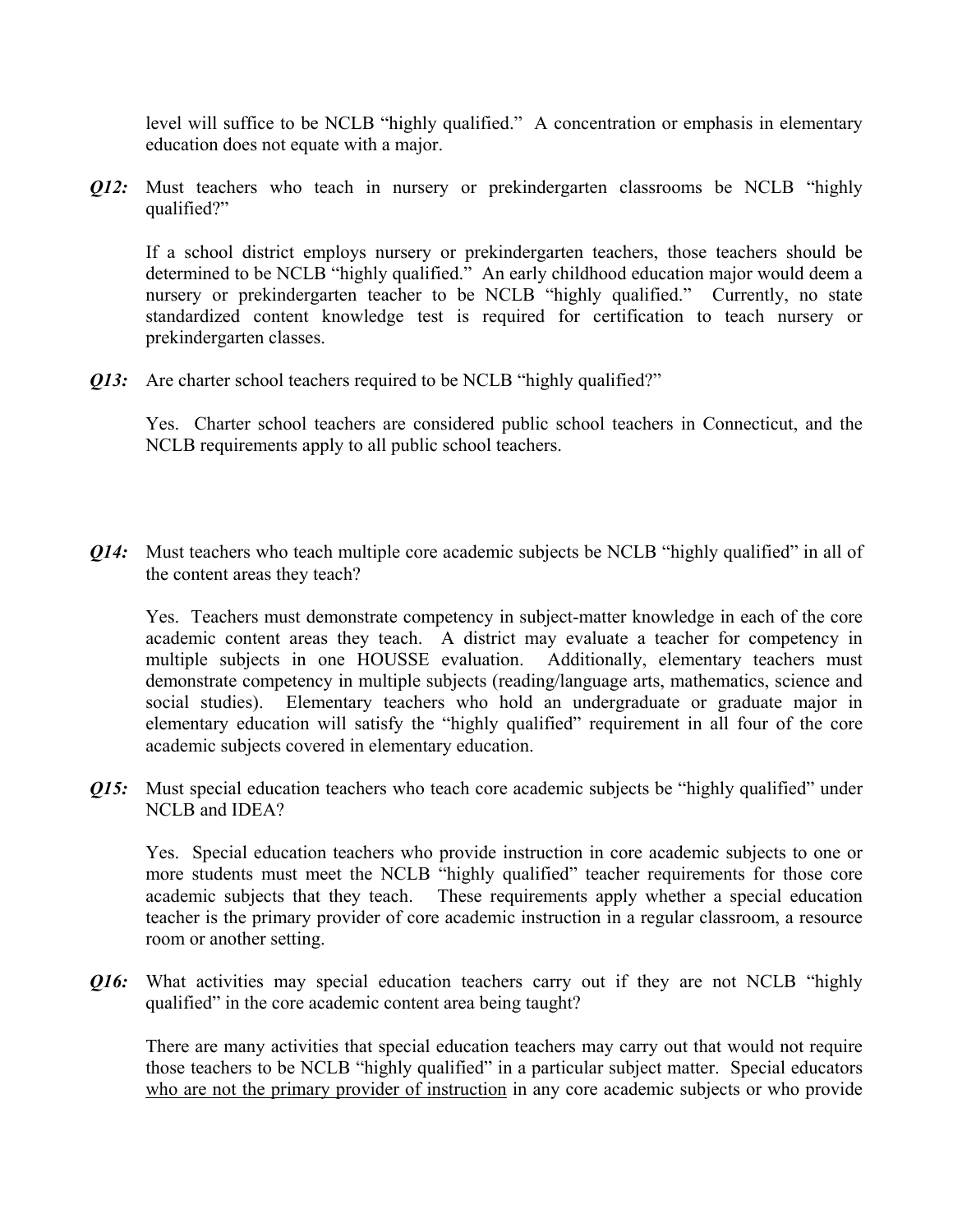level will suffice to be NCLB "highly qualified." A concentration or emphasis in elementary education does not equate with a major.

***Q12:*** Must teachers who teach in nursery or prekindergarten classrooms be NCLB "highly qualified?"

If a school district employs nursery or prekindergarten teachers, those teachers should be determined to be NCLB "highly qualified." An early childhood education major would deem a nursery or prekindergarten teacher to be NCLB "highly qualified." Currently, no state standardized content knowledge test is required for certification to teach nursery or prekindergarten classes.

***Q13:*** Are charter school teachers required to be NCLB "highly qualified?"

Yes. Charter school teachers are considered public school teachers in Connecticut, and the NCLB requirements apply to all public school teachers.

***Q14:*** Must teachers who teach multiple core academic subjects be NCLB "highly qualified" in all of the content areas they teach?

Yes. Teachers must demonstrate competency in subject-matter knowledge in each of the core academic content areas they teach. A district may evaluate a teacher for competency in multiple subjects in one HOUSSE evaluation. Additionally, elementary teachers must demonstrate competency in multiple subjects (reading/language arts, mathematics, science and social studies). Elementary teachers who hold an undergraduate or graduate major in elementary education will satisfy the "highly qualified" requirement in all four of the core academic subjects covered in elementary education.

***Q15:*** Must special education teachers who teach core academic subjects be "highly qualified" under NCLB and IDEA?

Yes. Special education teachers who provide instruction in core academic subjects to one or more students must meet the NCLB "highly qualified" teacher requirements for those core academic subjects that they teach. These requirements apply whether a special education teacher is the primary provider of core academic instruction in a regular classroom, a resource room or another setting.

***Q16:*** What activities may special education teachers carry out if they are not NCLB "highly qualified" in the core academic content area being taught?

There are many activities that special education teachers may carry out that would not require those teachers to be NCLB "highly qualified" in a particular subject matter. Special educators <u>who are not the primary provider of instruction</u> in any core academic subjects or who provide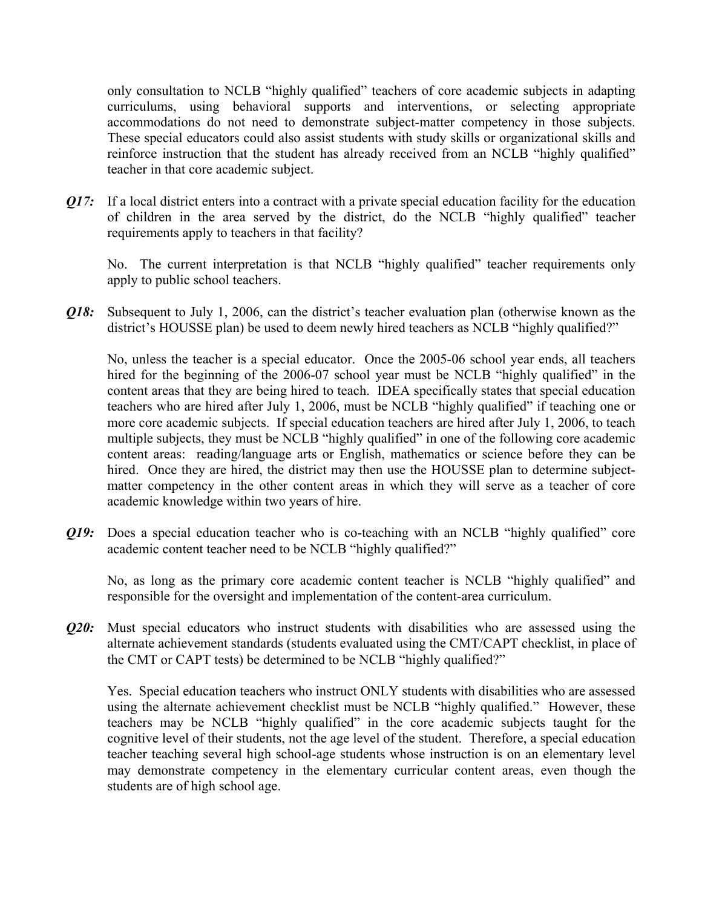only consultation to NCLB "highly qualified" teachers of core academic subjects in adapting curriculums, using behavioral supports and interventions, or selecting appropriate accommodations do not need to demonstrate subject-matter competency in those subjects. These special educators could also assist students with study skills or organizational skills and reinforce instruction that the student has already received from an NCLB "highly qualified" teacher in that core academic subject.

***Q17:*** If a local district enters into a contract with a private special education facility for the education of children in the area served by the district, do the NCLB "highly qualified" teacher requirements apply to teachers in that facility?

No. The current interpretation is that NCLB "highly qualified" teacher requirements only apply to public school teachers.

***Q18:*** Subsequent to July 1, 2006, can the district's teacher evaluation plan (otherwise known as the district's HOUSSE plan) be used to deem newly hired teachers as NCLB "highly qualified?"

No, unless the teacher is a special educator. Once the 2005-06 school year ends, all teachers hired for the beginning of the 2006-07 school year must be NCLB "highly qualified" in the content areas that they are being hired to teach. IDEA specifically states that special education teachers who are hired after July 1, 2006, must be NCLB "highly qualified" if teaching one or more core academic subjects. If special education teachers are hired after July 1, 2006, to teach multiple subjects, they must be NCLB "highly qualified" in one of the following core academic content areas: reading/language arts or English, mathematics or science before they can be hired. Once they are hired, the district may then use the HOUSSE plan to determine subject-matter competency in the other content areas in which they will serve as a teacher of core academic knowledge within two years of hire.

***Q19:*** Does a special education teacher who is co-teaching with an NCLB "highly qualified" core academic content teacher need to be NCLB "highly qualified?"

No, as long as the primary core academic content teacher is NCLB "highly qualified" and responsible for the oversight and implementation of the content-area curriculum.

***Q20:*** Must special educators who instruct students with disabilities who are assessed using the alternate achievement standards (students evaluated using the CMT/CAPT checklist, in place of the CMT or CAPT tests) be determined to be NCLB "highly qualified?"

Yes. Special education teachers who instruct ONLY students with disabilities who are assessed using the alternate achievement checklist must be NCLB "highly qualified." However, these teachers may be NCLB "highly qualified" in the core academic subjects taught for the cognitive level of their students, not the age level of the student. Therefore, a special education teacher teaching several high school-age students whose instruction is on an elementary level may demonstrate competency in the elementary curricular content areas, even though the students are of high school age.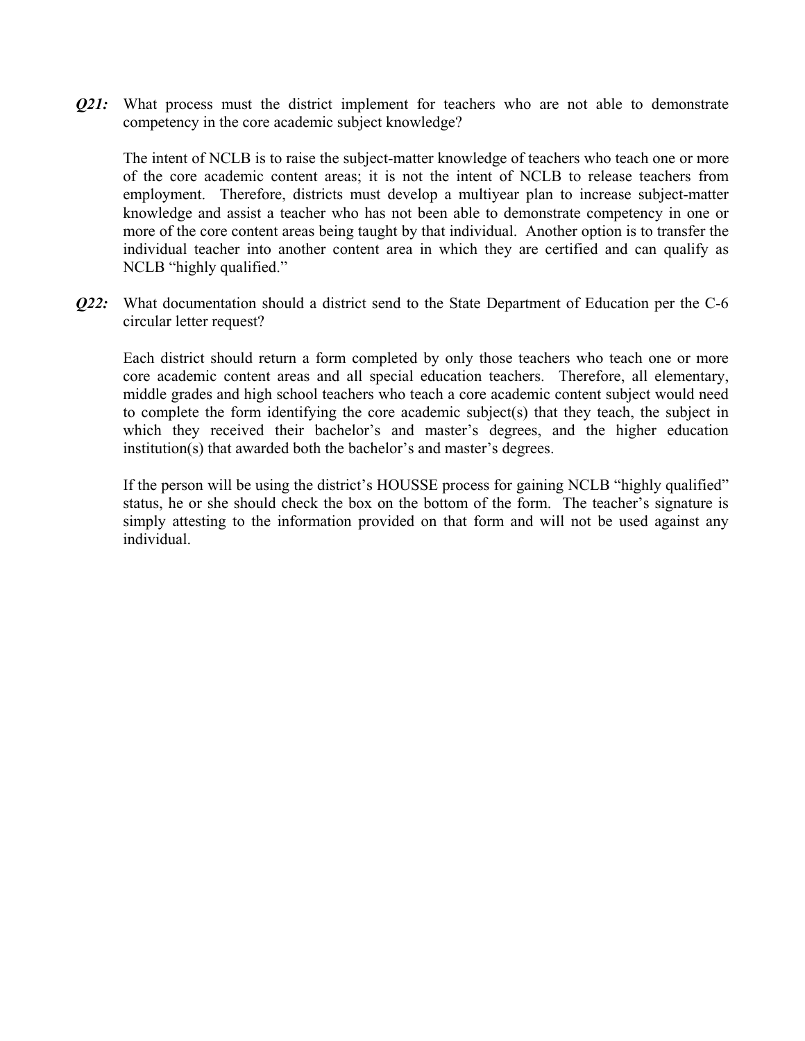***Q21:*** What process must the district implement for teachers who are not able to demonstrate competency in the core academic subject knowledge?

The intent of NCLB is to raise the subject-matter knowledge of teachers who teach one or more of the core academic content areas; it is not the intent of NCLB to release teachers from employment. Therefore, districts must develop a multiyear plan to increase subject-matter knowledge and assist a teacher who has not been able to demonstrate competency in one or more of the core content areas being taught by that individual. Another option is to transfer the individual teacher into another content area in which they are certified and can qualify as NCLB "highly qualified."

***Q22:*** What documentation should a district send to the State Department of Education per the C-6 circular letter request?

Each district should return a form completed by only those teachers who teach one or more core academic content areas and all special education teachers. Therefore, all elementary, middle grades and high school teachers who teach a core academic content subject would need to complete the form identifying the core academic subject(s) that they teach, the subject in which they received their bachelor's and master's degrees, and the higher education institution(s) that awarded both the bachelor's and master's degrees.

If the person will be using the district's HOUSSE process for gaining NCLB "highly qualified" status, he or she should check the box on the bottom of the form. The teacher's signature is simply attesting to the information provided on that form and will not be used against any individual.